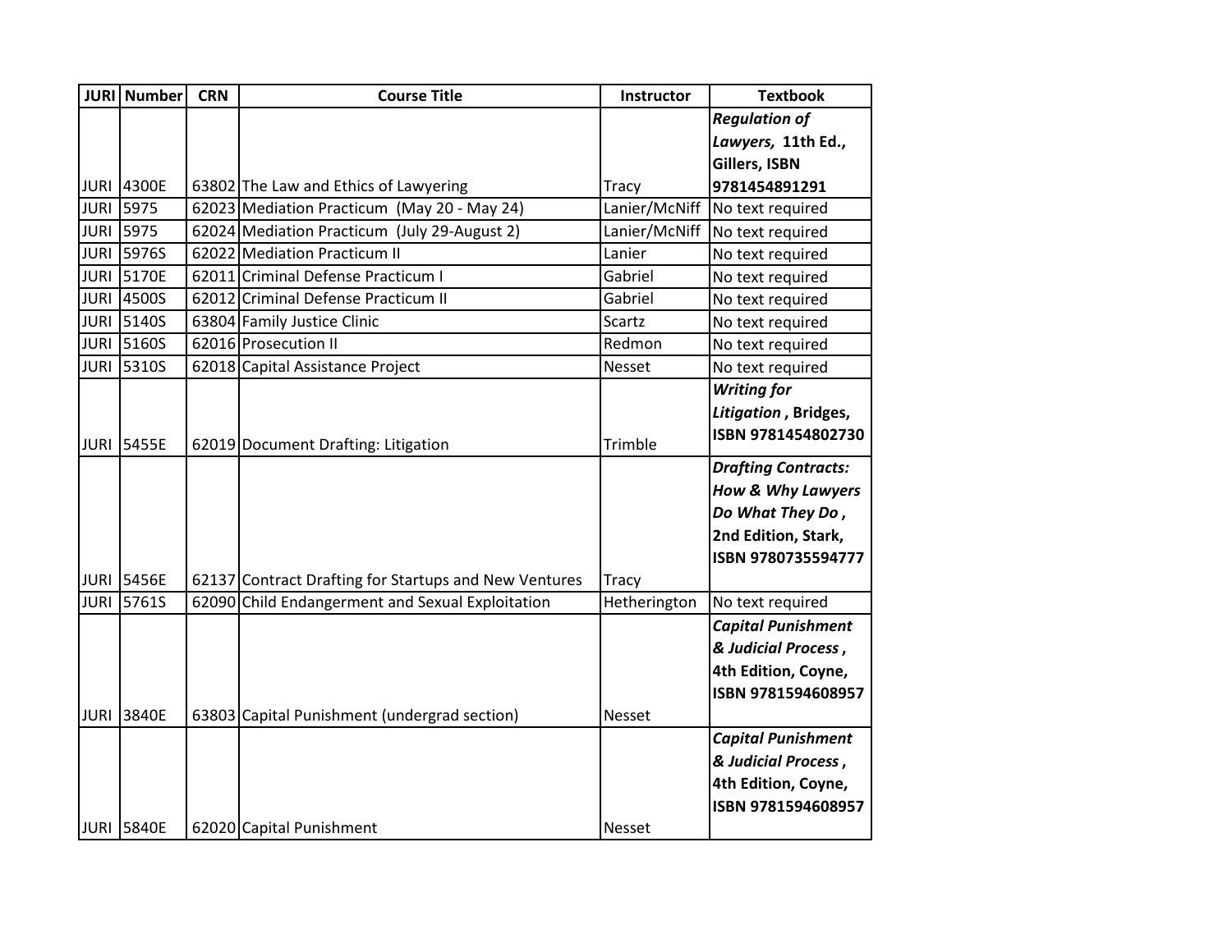| JURI | Number | CRN | Course Title | Instructor | Textbook |
|---|---|---|---|---|---|
| JURI | 4300E | 63802 | The Law and Ethics of Lawyering | Tracy | ***Regulation of Lawyers,* 11th Ed., Gillers, ISBN 9781454891291** |
| JURI | 5975 | 62023 | Mediation Practicum (May 20 - May 24) | Lanier/McNiff | No text required |
| JURI | 5975 | 62024 | Mediation Practicum (July 29-August 2) | Lanier/McNiff | No text required |
| JURI | 5976S | 62022 | Mediation Practicum II | Lanier | No text required |
| JURI | 5170E | 62011 | Criminal Defense Practicum I | Gabriel | No text required |
| JURI | 4500S | 62012 | Criminal Defense Practicum II | Gabriel | No text required |
| JURI | 5140S | 63804 | Family Justice Clinic | Scartz | No text required |
| JURI | 5160S | 62016 | Prosecution II | Redmon | No text required |
| JURI | 5310S | 62018 | Capital Assistance Project | Nesset | No text required |
| JURI | 5455E | 62019 | Document Drafting: Litigation | Trimble | ***Writing for Litigation*, Bridges, ISBN 9781454802730** |
| JURI | 5456E | 62137 | Contract Drafting for Startups and New Ventures | Tracy | ***Drafting Contracts: How & Why Lawyers Do What They Do*, 2nd Edition, Stark, ISBN 9780735594777** |
| JURI | 5761S | 62090 | Child Endangerment and Sexual Exploitation | Hetherington | No text required |
| JURI | 3840E | 63803 | Capital Punishment (undergrad section) | Nesset | ***Capital Punishment & Judicial Process*, 4th Edition, Coyne, ISBN 9781594608957** |
| JURI | 5840E | 62020 | Capital Punishment | Nesset | ***Capital Punishment & Judicial Process*, 4th Edition, Coyne, ISBN 9781594608957** |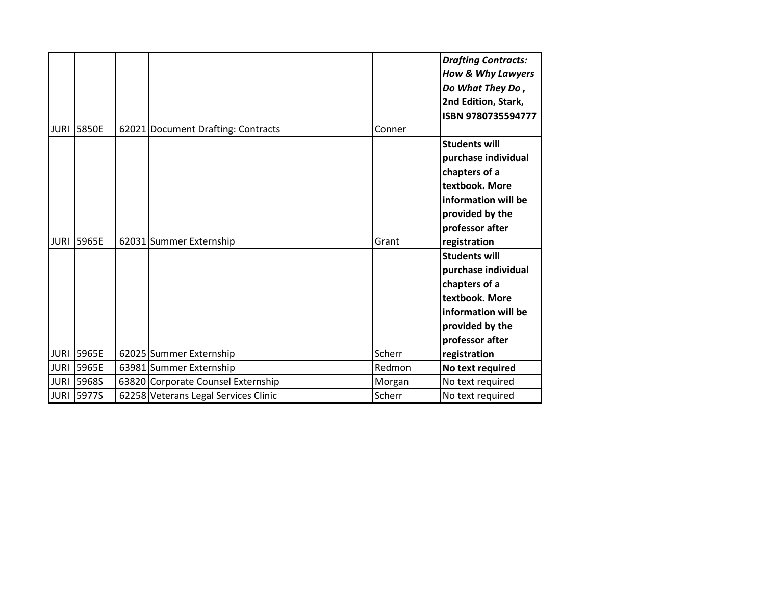| | | | | | |
|---|---|---|---|---|---|
| JURI | 5850E | 62021 | Document Drafting: Contracts | Conner | ***Drafting Contracts: How & Why Lawyers Do What They Do*****, 2nd Edition, Stark, ISBN 9780735594777** |
| JURI | 5965E | 62031 | Summer Externship | Grant | **Students will purchase individual chapters of a textbook. More information will be provided by the professor after registration** |
| JURI | 5965E | 62025 | Summer Externship | Scherr | **Students will purchase individual chapters of a textbook. More information will be provided by the professor after registration** |
| JURI | 5965E | 63981 | Summer Externship | Redmon | **No text required** |
| JURI | 5968S | 63820 | Corporate Counsel Externship | Morgan | No text required |
| JURI | 5977S | 62258 | Veterans Legal Services Clinic | Scherr | No text required |